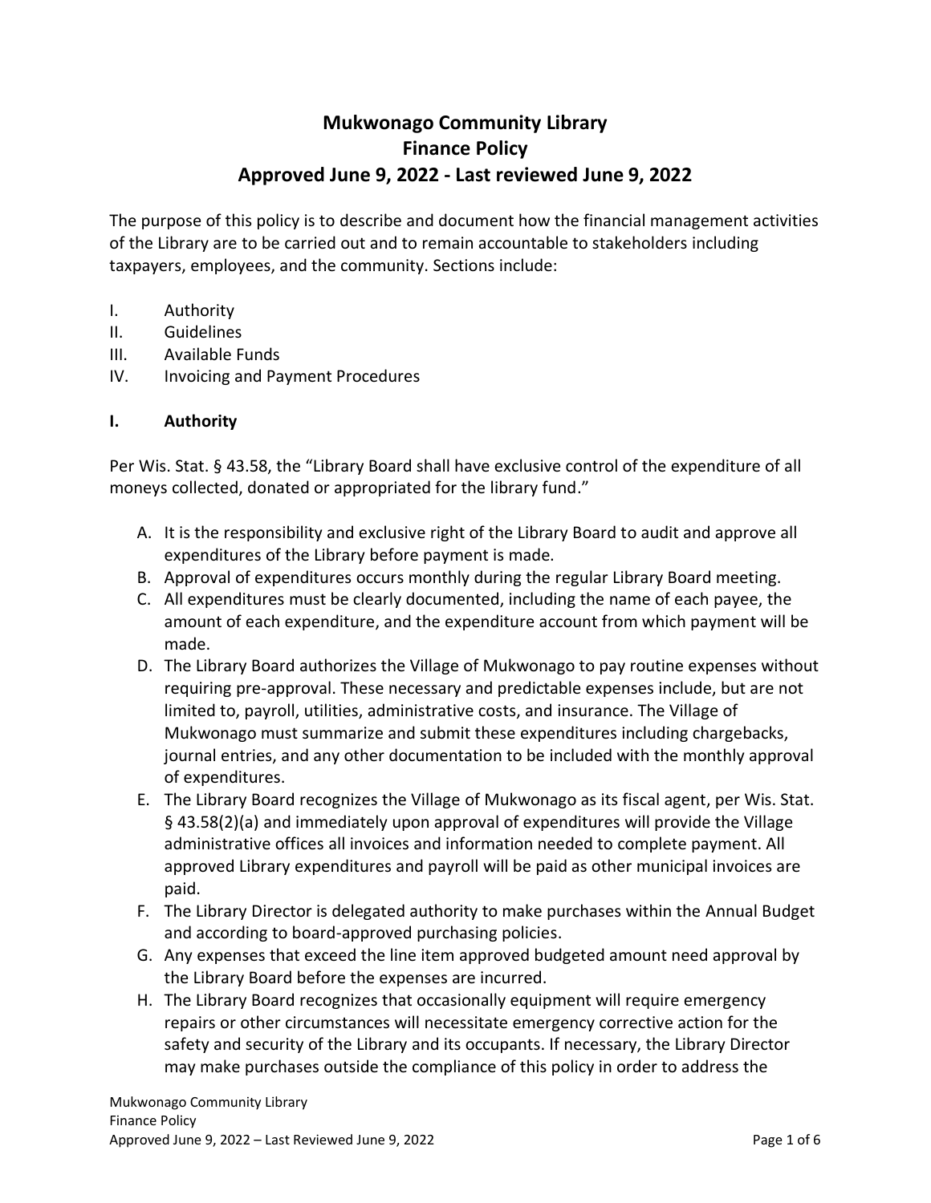# Mukwonago Community Library
# Finance Policy
# Approved June 9, 2022 - Last reviewed June 9, 2022

The purpose of this policy is to describe and document how the financial management activities of the Library are to be carried out and to remain accountable to stakeholders including taxpayers, employees, and the community. Sections include:

I. Authority
II. Guidelines
III. Available Funds
IV. Invoicing and Payment Procedures

## I. Authority

Per Wis. Stat. § 43.58, the "Library Board shall have exclusive control of the expenditure of all moneys collected, donated or appropriated for the library fund."

A. It is the responsibility and exclusive right of the Library Board to audit and approve all expenditures of the Library before payment is made.
B. Approval of expenditures occurs monthly during the regular Library Board meeting.
C. All expenditures must be clearly documented, including the name of each payee, the amount of each expenditure, and the expenditure account from which payment will be made.
D. The Library Board authorizes the Village of Mukwonago to pay routine expenses without requiring pre-approval. These necessary and predictable expenses include, but are not limited to, payroll, utilities, administrative costs, and insurance. The Village of Mukwonago must summarize and submit these expenditures including chargebacks, journal entries, and any other documentation to be included with the monthly approval of expenditures.
E. The Library Board recognizes the Village of Mukwonago as its fiscal agent, per Wis. Stat. § 43.58(2)(a) and immediately upon approval of expenditures will provide the Village administrative offices all invoices and information needed to complete payment. All approved Library expenditures and payroll will be paid as other municipal invoices are paid.
F. The Library Director is delegated authority to make purchases within the Annual Budget and according to board-approved purchasing policies.
G. Any expenses that exceed the line item approved budgeted amount need approval by the Library Board before the expenses are incurred.
H. The Library Board recognizes that occasionally equipment will require emergency repairs or other circumstances will necessitate emergency corrective action for the safety and security of the Library and its occupants. If necessary, the Library Director may make purchases outside the compliance of this policy in order to address the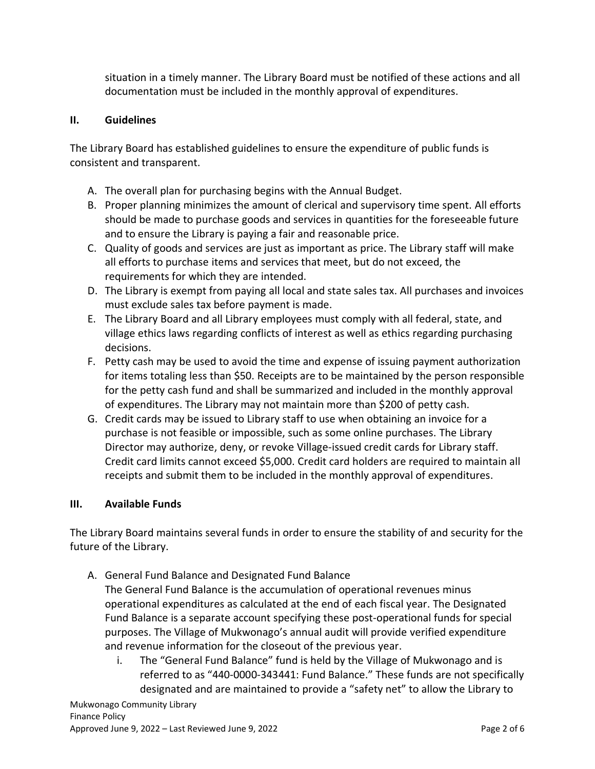situation in a timely manner. The Library Board must be notified of these actions and all documentation must be included in the monthly approval of expenditures.

## II. Guidelines

The Library Board has established guidelines to ensure the expenditure of public funds is consistent and transparent.

A. The overall plan for purchasing begins with the Annual Budget.
B. Proper planning minimizes the amount of clerical and supervisory time spent. All efforts should be made to purchase goods and services in quantities for the foreseeable future and to ensure the Library is paying a fair and reasonable price.
C. Quality of goods and services are just as important as price. The Library staff will make all efforts to purchase items and services that meet, but do not exceed, the requirements for which they are intended.
D. The Library is exempt from paying all local and state sales tax. All purchases and invoices must exclude sales tax before payment is made.
E. The Library Board and all Library employees must comply with all federal, state, and village ethics laws regarding conflicts of interest as well as ethics regarding purchasing decisions.
F. Petty cash may be used to avoid the time and expense of issuing payment authorization for items totaling less than $50. Receipts are to be maintained by the person responsible for the petty cash fund and shall be summarized and included in the monthly approval of expenditures. The Library may not maintain more than $200 of petty cash.
G. Credit cards may be issued to Library staff to use when obtaining an invoice for a purchase is not feasible or impossible, such as some online purchases. The Library Director may authorize, deny, or revoke Village-issued credit cards for Library staff. Credit card limits cannot exceed $5,000. Credit card holders are required to maintain all receipts and submit them to be included in the monthly approval of expenditures.

## III. Available Funds

The Library Board maintains several funds in order to ensure the stability of and security for the future of the Library.

A. General Fund Balance and Designated Fund Balance
   The General Fund Balance is the accumulation of operational revenues minus operational expenditures as calculated at the end of each fiscal year. The Designated Fund Balance is a separate account specifying these post-operational funds for special purposes. The Village of Mukwonago's annual audit will provide verified expenditure and revenue information for the closeout of the previous year.
   i. The "General Fund Balance" fund is held by the Village of Mukwonago and is referred to as "440-0000-343441: Fund Balance." These funds are not specifically designated and are maintained to provide a "safety net" to allow the Library to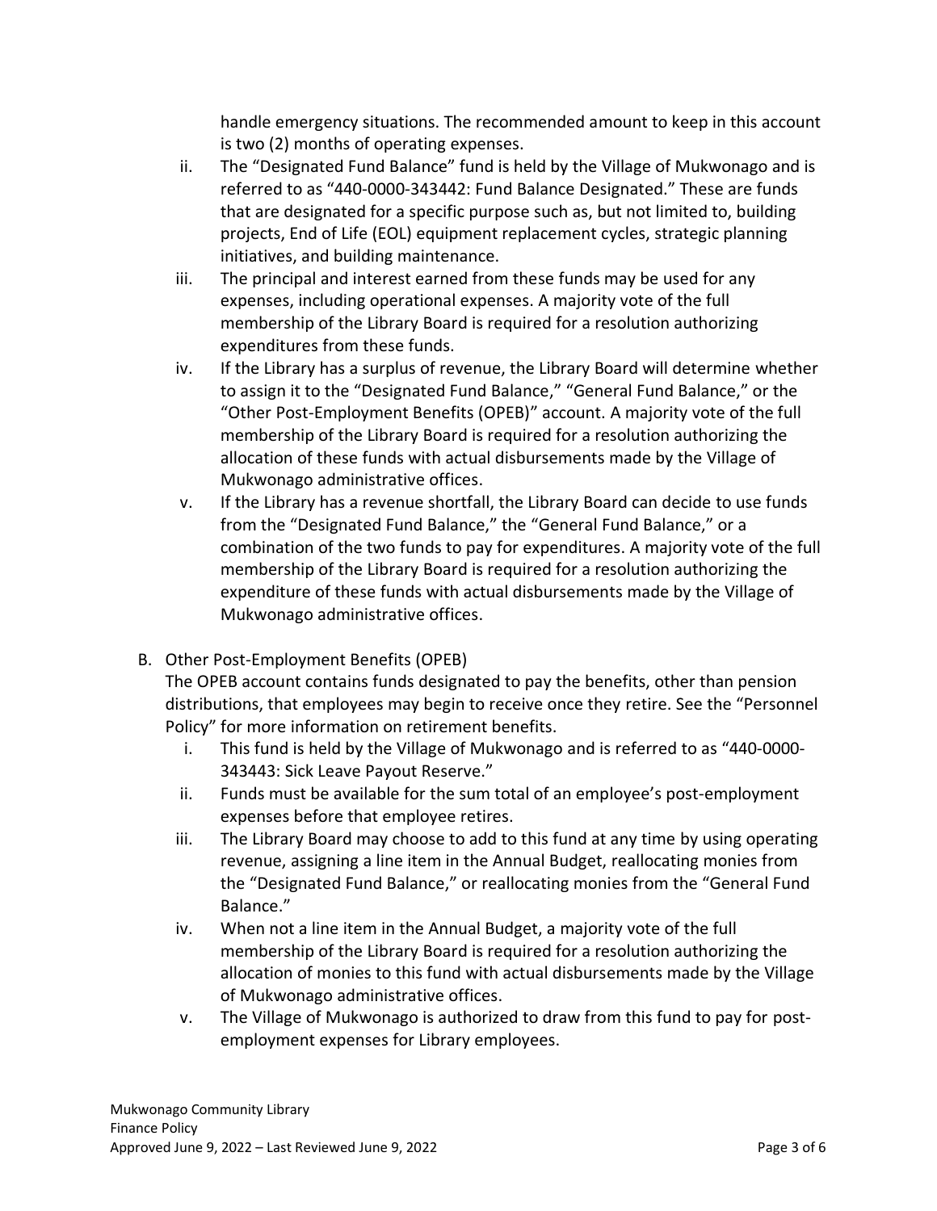handle emergency situations. The recommended amount to keep in this account is two (2) months of operating expenses.

ii. The "Designated Fund Balance" fund is held by the Village of Mukwonago and is referred to as "440-0000-343442: Fund Balance Designated." These are funds that are designated for a specific purpose such as, but not limited to, building projects, End of Life (EOL) equipment replacement cycles, strategic planning initiatives, and building maintenance.

iii. The principal and interest earned from these funds may be used for any expenses, including operational expenses. A majority vote of the full membership of the Library Board is required for a resolution authorizing expenditures from these funds.

iv. If the Library has a surplus of revenue, the Library Board will determine whether to assign it to the "Designated Fund Balance," "General Fund Balance," or the "Other Post-Employment Benefits (OPEB)" account. A majority vote of the full membership of the Library Board is required for a resolution authorizing the allocation of these funds with actual disbursements made by the Village of Mukwonago administrative offices.

v. If the Library has a revenue shortfall, the Library Board can decide to use funds from the "Designated Fund Balance," the "General Fund Balance," or a combination of the two funds to pay for expenditures. A majority vote of the full membership of the Library Board is required for a resolution authorizing the expenditure of these funds with actual disbursements made by the Village of Mukwonago administrative offices.

B. Other Post-Employment Benefits (OPEB)

The OPEB account contains funds designated to pay the benefits, other than pension distributions, that employees may begin to receive once they retire. See the "Personnel Policy" for more information on retirement benefits.

i. This fund is held by the Village of Mukwonago and is referred to as "440-0000-343443: Sick Leave Payout Reserve."

ii. Funds must be available for the sum total of an employee's post-employment expenses before that employee retires.

iii. The Library Board may choose to add to this fund at any time by using operating revenue, assigning a line item in the Annual Budget, reallocating monies from the "Designated Fund Balance," or reallocating monies from the "General Fund Balance."

iv. When not a line item in the Annual Budget, a majority vote of the full membership of the Library Board is required for a resolution authorizing the allocation of monies to this fund with actual disbursements made by the Village of Mukwonago administrative offices.

v. The Village of Mukwonago is authorized to draw from this fund to pay for post-employment expenses for Library employees.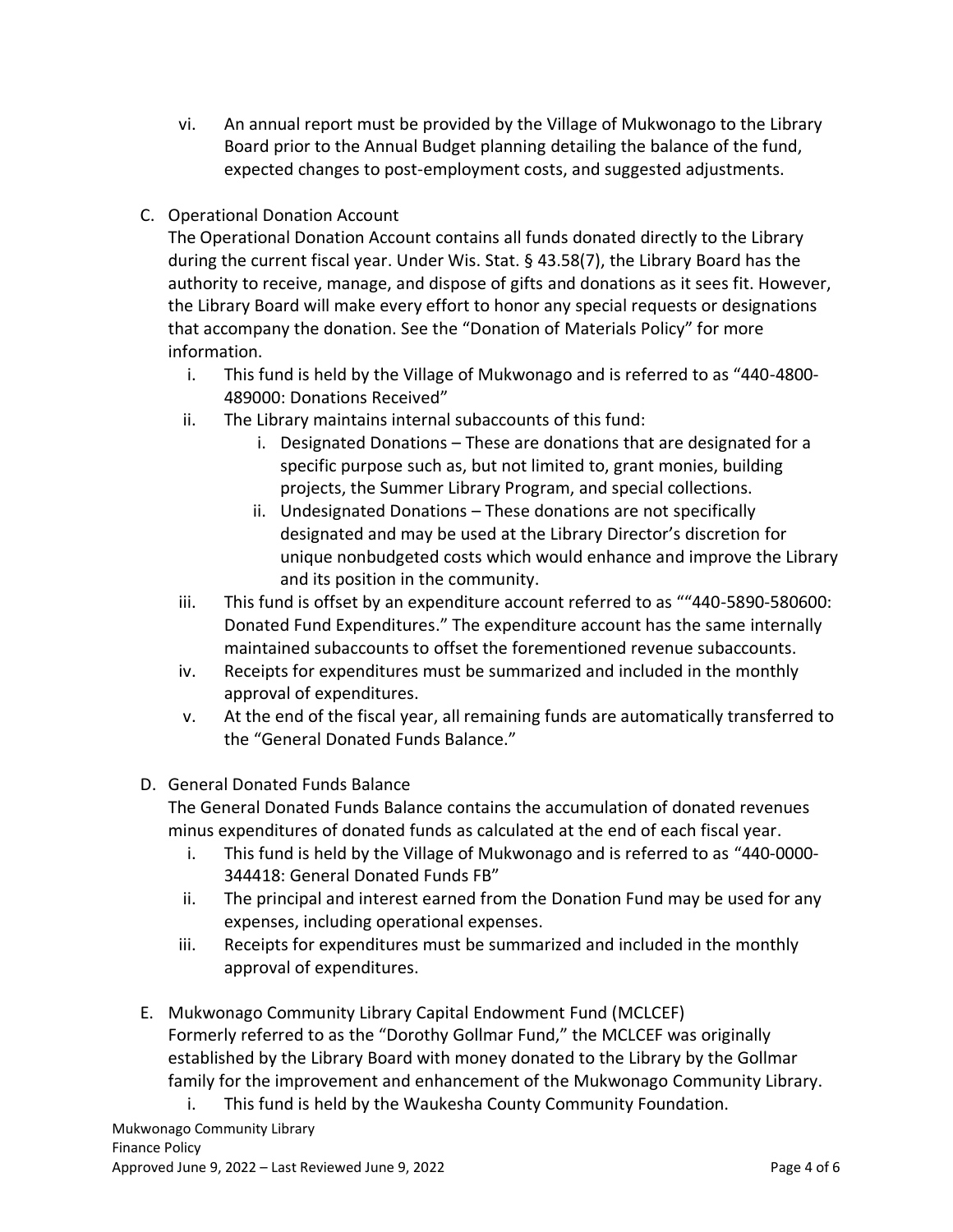vi. An annual report must be provided by the Village of Mukwonago to the Library Board prior to the Annual Budget planning detailing the balance of the fund, expected changes to post-employment costs, and suggested adjustments.

C. Operational Donation Account

The Operational Donation Account contains all funds donated directly to the Library during the current fiscal year. Under Wis. Stat. § 43.58(7), the Library Board has the authority to receive, manage, and dispose of gifts and donations as it sees fit. However, the Library Board will make every effort to honor any special requests or designations that accompany the donation. See the "Donation of Materials Policy" for more information.

i. This fund is held by the Village of Mukwonago and is referred to as "440-4800-489000: Donations Received"

ii. The Library maintains internal subaccounts of this fund:

    i. Designated Donations – These are donations that are designated for a specific purpose such as, but not limited to, grant monies, building projects, the Summer Library Program, and special collections.

    ii. Undesignated Donations – These donations are not specifically designated and may be used at the Library Director's discretion for unique nonbudgeted costs which would enhance and improve the Library and its position in the community.

iii. This fund is offset by an expenditure account referred to as ""440-5890-580600: Donated Fund Expenditures." The expenditure account has the same internally maintained subaccounts to offset the forementioned revenue subaccounts.

iv. Receipts for expenditures must be summarized and included in the monthly approval of expenditures.

v. At the end of the fiscal year, all remaining funds are automatically transferred to the "General Donated Funds Balance."

D. General Donated Funds Balance

The General Donated Funds Balance contains the accumulation of donated revenues minus expenditures of donated funds as calculated at the end of each fiscal year.

i. This fund is held by the Village of Mukwonago and is referred to as "440-0000-344418: General Donated Funds FB"

ii. The principal and interest earned from the Donation Fund may be used for any expenses, including operational expenses.

iii. Receipts for expenditures must be summarized and included in the monthly approval of expenditures.

E. Mukwonago Community Library Capital Endowment Fund (MCLCEF)

Formerly referred to as the "Dorothy Gollmar Fund," the MCLCEF was originally established by the Library Board with money donated to the Library by the Gollmar family for the improvement and enhancement of the Mukwonago Community Library.

i. This fund is held by the Waukesha County Community Foundation.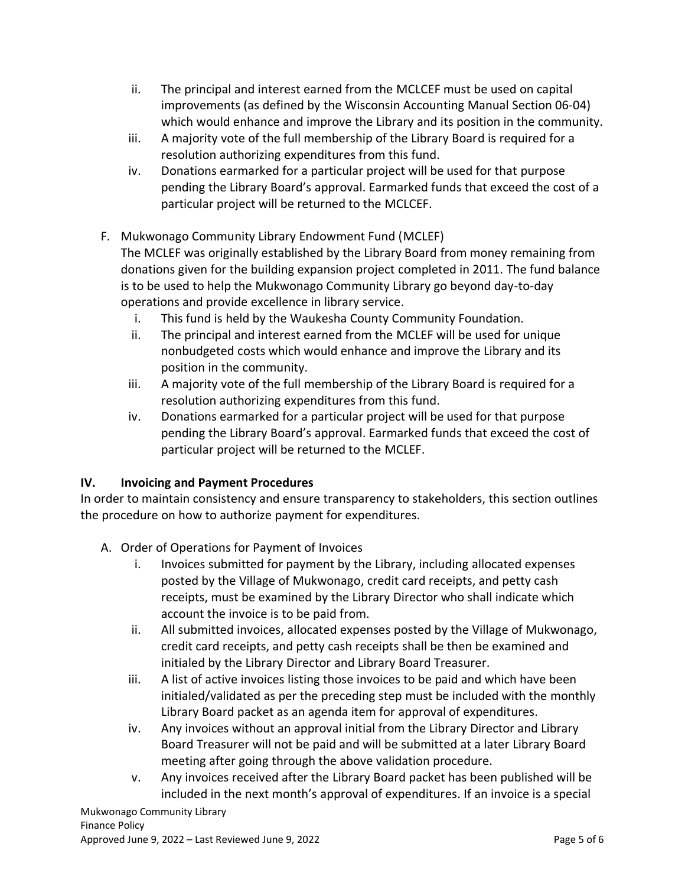ii. The principal and interest earned from the MCLCEF must be used on capital improvements (as defined by the Wisconsin Accounting Manual Section 06-04) which would enhance and improve the Library and its position in the community.
iii. A majority vote of the full membership of the Library Board is required for a resolution authorizing expenditures from this fund.
iv. Donations earmarked for a particular project will be used for that purpose pending the Library Board's approval. Earmarked funds that exceed the cost of a particular project will be returned to the MCLCEF.

F. Mukwonago Community Library Endowment Fund (MCLEF)

The MCLEF was originally established by the Library Board from money remaining from donations given for the building expansion project completed in 2011. The fund balance is to be used to help the Mukwonago Community Library go beyond day-to-day operations and provide excellence in library service.

i. This fund is held by the Waukesha County Community Foundation.
ii. The principal and interest earned from the MCLEF will be used for unique nonbudgeted costs which would enhance and improve the Library and its position in the community.
iii. A majority vote of the full membership of the Library Board is required for a resolution authorizing expenditures from this fund.
iv. Donations earmarked for a particular project will be used for that purpose pending the Library Board's approval. Earmarked funds that exceed the cost of particular project will be returned to the MCLEF.

## IV. Invoicing and Payment Procedures

In order to maintain consistency and ensure transparency to stakeholders, this section outlines the procedure on how to authorize payment for expenditures.

A. Order of Operations for Payment of Invoices

i. Invoices submitted for payment by the Library, including allocated expenses posted by the Village of Mukwonago, credit card receipts, and petty cash receipts, must be examined by the Library Director who shall indicate which account the invoice is to be paid from.
ii. All submitted invoices, allocated expenses posted by the Village of Mukwonago, credit card receipts, and petty cash receipts shall be then be examined and initialed by the Library Director and Library Board Treasurer.
iii. A list of active invoices listing those invoices to be paid and which have been initialed/validated as per the preceding step must be included with the monthly Library Board packet as an agenda item for approval of expenditures.
iv. Any invoices without an approval initial from the Library Director and Library Board Treasurer will not be paid and will be submitted at a later Library Board meeting after going through the above validation procedure.
v. Any invoices received after the Library Board packet has been published will be included in the next month's approval of expenditures. If an invoice is a special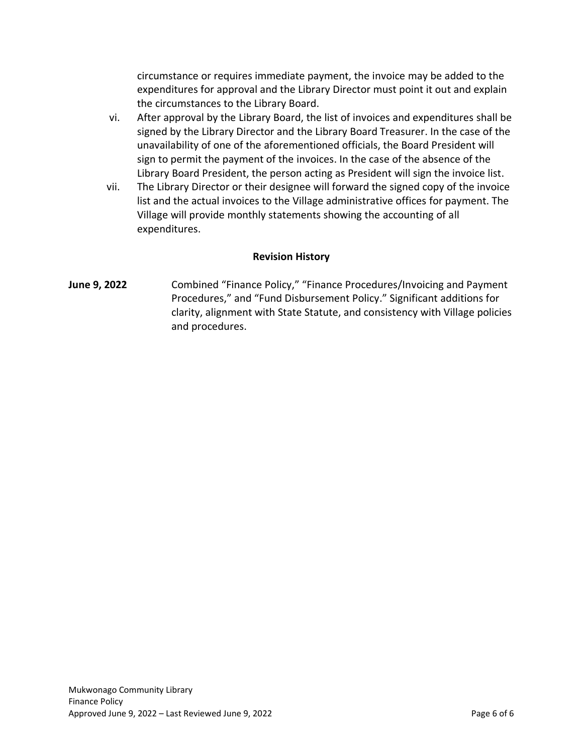circumstance or requires immediate payment, the invoice may be added to the expenditures for approval and the Library Director must point it out and explain the circumstances to the Library Board.

vi. After approval by the Library Board, the list of invoices and expenditures shall be signed by the Library Director and the Library Board Treasurer. In the case of the unavailability of one of the aforementioned officials, the Board President will sign to permit the payment of the invoices. In the case of the absence of the Library Board President, the person acting as President will sign the invoice list.

vii. The Library Director or their designee will forward the signed copy of the invoice list and the actual invoices to the Village administrative offices for payment. The Village will provide monthly statements showing the accounting of all expenditures.

### Revision History

**June 9, 2022** Combined "Finance Policy," "Finance Procedures/Invoicing and Payment Procedures," and "Fund Disbursement Policy." Significant additions for clarity, alignment with State Statute, and consistency with Village policies and procedures.